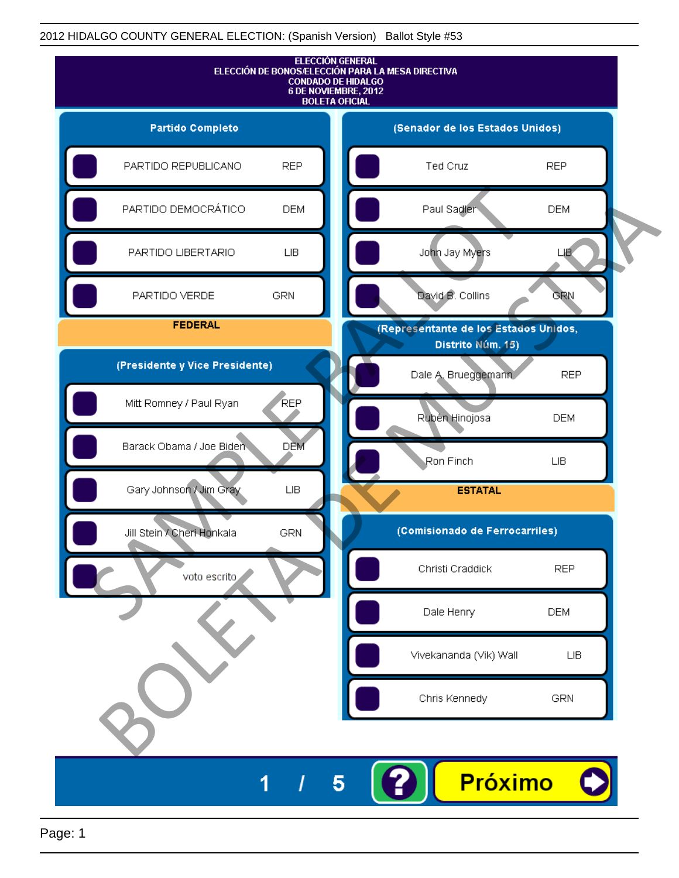2012 HIDALGO COUNTY GENERAL ELECTION: (Spanish Version) Ballot Style #53

# ELECCIÓN GENERAL
## ELECCIÓN DE BONOS/ELECCIÓN PARA LA MESA DIRECTIVA
## CONDADO DE HIDALGO
## 6 DE NOVIEMBRE, 2012
## BOLETA OFICIAL

### Partido Completo

| Candidato | Partido |
|---|---|
| PARTIDO REPUBLICANO | REP |
| PARTIDO DEMOCRÁTICO | DEM |
| PARTIDO LIBERTARIO | LIB |
| PARTIDO VERDE | GRN |

## FEDERAL

### (Presidente y Vice Presidente)

| Candidato | Partido |
|---|---|
| Mitt Romney / Paul Ryan | REP |
| Barack Obama / Joe Biden | DEM |
| Gary Johnson / Jim Gray | LIB |
| Jill Stein / Cheri Honkala | GRN |
| voto escrito | |

### (Senador de los Estados Unidos)

| Candidato | Partido |
|---|---|
| Ted Cruz | REP |
| Paul Sadler | DEM |
| John Jay Myers | LIB |
| David B. Collins | GRN |

### (Representante de los Estados Unidos, Distrito Núm. 15)

| Candidato | Partido |
|---|---|
| Dale A. Brueggemann | REP |
| Rubén Hinojosa | DEM |
| Ron Finch | LIB |

## ESTATAL

### (Comisionado de Ferrocarriles)

| Candidato | Partido |
|---|---|
| Christi Craddick | REP |
| Dale Henry | DEM |
| Vivekananda (Vik) Wall | LIB |
| Chris Kennedy | GRN |

SAMPLE BALLOT
BOLETA DE MUESTRA

1 / 5

Próximo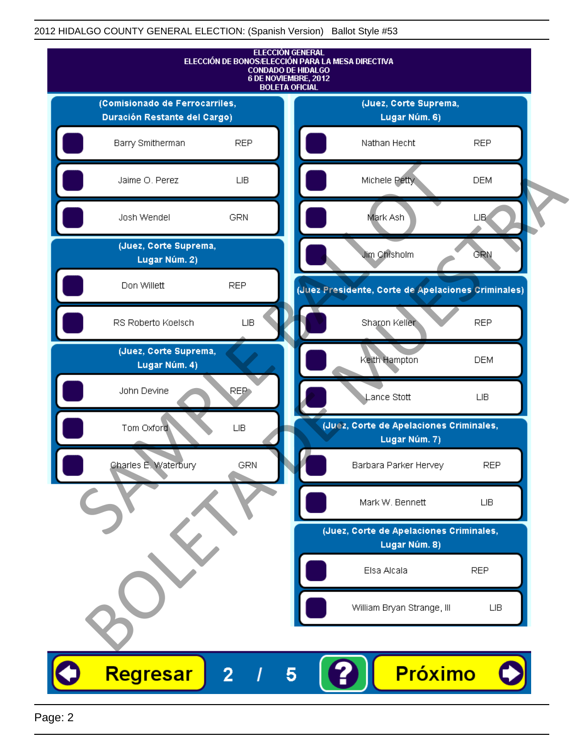# ELECCIÓN GENERAL
## ELECCIÓN DE BONOS/ELECCIÓN PARA LA MESA DIRECTIVA
## CONDADO DE HIDALGO
## 6 DE NOVIEMBRE, 2012
## BOLETA OFICIAL

### (Comisionado de Ferrocarriles, Duración Restante del Cargo)

| Candidato | Partido |
|---|---|
| Barry Smitherman | REP |
| Jaime O. Perez | LIB |
| Josh Wendel | GRN |

### (Juez, Corte Suprema, Lugar Núm. 2)

| Candidato | Partido |
|---|---|
| Don Willett | REP |
| RS Roberto Koelsch | LIB |

### (Juez, Corte Suprema, Lugar Núm. 4)

| Candidato | Partido |
|---|---|
| John Devine | REP |
| Tom Oxford | LIB |
| Charles E. Waterbury | GRN |

### (Juez, Corte Suprema, Lugar Núm. 6)

| Candidato | Partido |
|---|---|
| Nathan Hecht | REP |
| Michele Petty | DEM |
| Mark Ash | LIB |
| Jim Chisholm | GRN |

### (Juez Presidente, Corte de Apelaciones Criminales)

| Candidato | Partido |
|---|---|
| Sharon Keller | REP |
| Keith Hampton | DEM |
| Lance Stott | LIB |

### (Juez, Corte de Apelaciones Criminales, Lugar Núm. 7)

| Candidato | Partido |
|---|---|
| Barbara Parker Hervey | REP |
| Mark W. Bennett | LIB |

### (Juez, Corte de Apelaciones Criminales, Lugar Núm. 8)

| Candidato | Partido |
|---|---|
| Elsa Alcala | REP |
| William Bryan Strange, III | LIB |

SAMPLE BALLOT — BOLETA DE MUESTRA

Regresar | 2 / 5 | ? | Próximo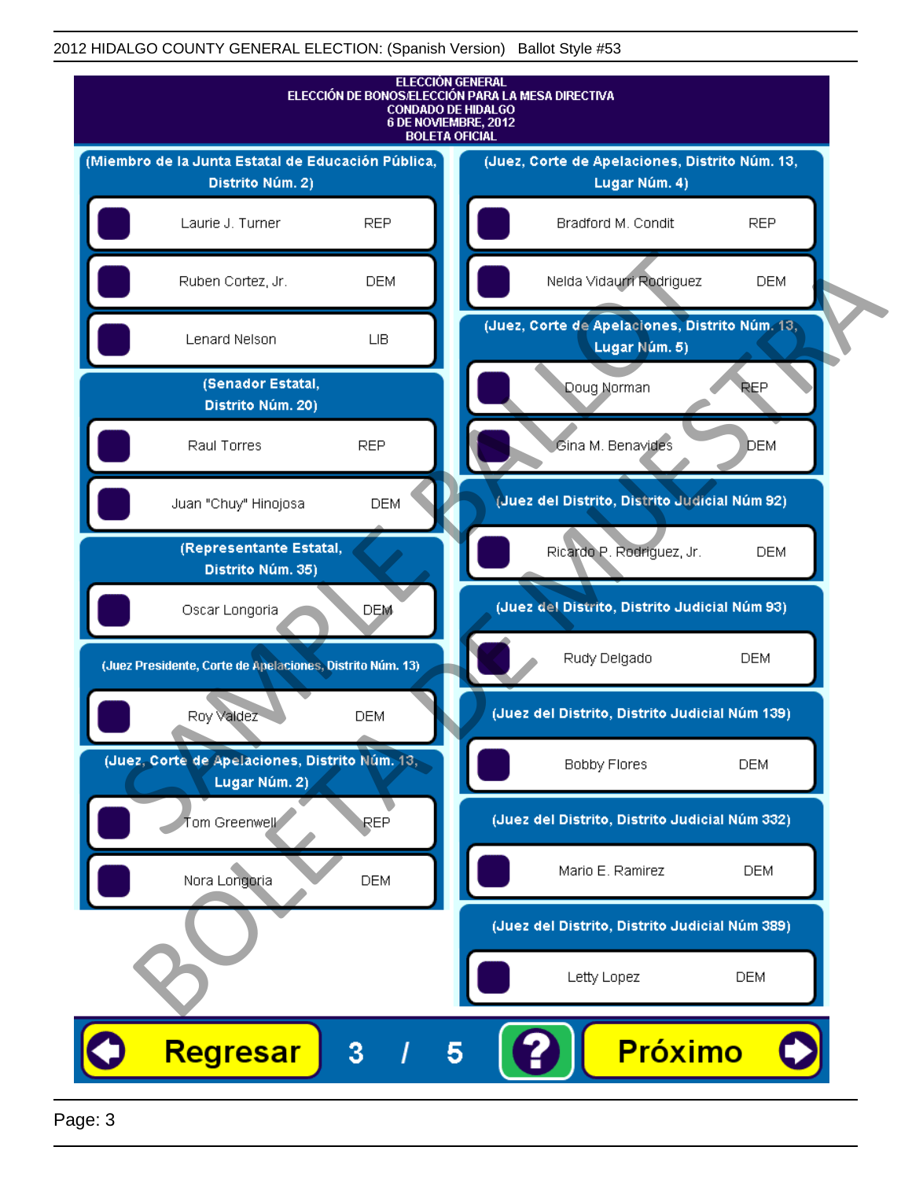2012 HIDALGO COUNTY GENERAL ELECTION: (Spanish Version)   Ballot Style #53

**ELECCIÓN GENERAL**
**ELECCIÓN DE BONOS/ELECCIÓN PARA LA MESA DIRECTIVA**
**CONDADO DE HIDALGO**
**6 DE NOVIEMBRE, 2012**
**BOLETA OFICIAL**

## (Miembro de la Junta Estatal de Educación Pública, Distrito Núm. 2)

| Candidato | Partido |
|---|---|
| Laurie J. Turner | REP |
| Ruben Cortez, Jr. | DEM |
| Lenard Nelson | LIB |

## (Senador Estatal, Distrito Núm. 20)

| Candidato | Partido |
|---|---|
| Raul Torres | REP |
| Juan "Chuy" Hinojosa | DEM |

## (Representante Estatal, Distrito Núm. 35)

| Candidato | Partido |
|---|---|
| Oscar Longoria | DEM |

## (Juez Presidente, Corte de Apelaciones, Distrito Núm. 13)

| Candidato | Partido |
|---|---|
| Roy Valdez | DEM |

## (Juez, Corte de Apelaciones, Distrito Núm. 13, Lugar Núm. 2)

| Candidato | Partido |
|---|---|
| Tom Greenwell | REP |
| Nora Longoria | DEM |

## (Juez, Corte de Apelaciones, Distrito Núm. 13, Lugar Núm. 4)

| Candidato | Partido |
|---|---|
| Bradford M. Condit | REP |
| Nelda Vidaurri Rodriguez | DEM |

## (Juez, Corte de Apelaciones, Distrito Núm. 13, Lugar Núm. 5)

| Candidato | Partido |
|---|---|
| Doug Norman | REP |
| Gina M. Benavides | DEM |

## (Juez del Distrito, Distrito Judicial Núm 92)

| Candidato | Partido |
|---|---|
| Ricardo P. Rodriguez, Jr. | DEM |

## (Juez del Distrito, Distrito Judicial Núm 93)

| Candidato | Partido |
|---|---|
| Rudy Delgado | DEM |

## (Juez del Distrito, Distrito Judicial Núm 139)

| Candidato | Partido |
|---|---|
| Bobby Flores | DEM |

## (Juez del Distrito, Distrito Judicial Núm 332)

| Candidato | Partido |
|---|---|
| Mario E. Ramirez | DEM |

## (Juez del Distrito, Distrito Judicial Núm 389)

| Candidato | Partido |
|---|---|
| Letty Lopez | DEM |

SAMPLE BALLOT — BOLETA DE MUESTRA

Regresar   3 / 5   ?   Próximo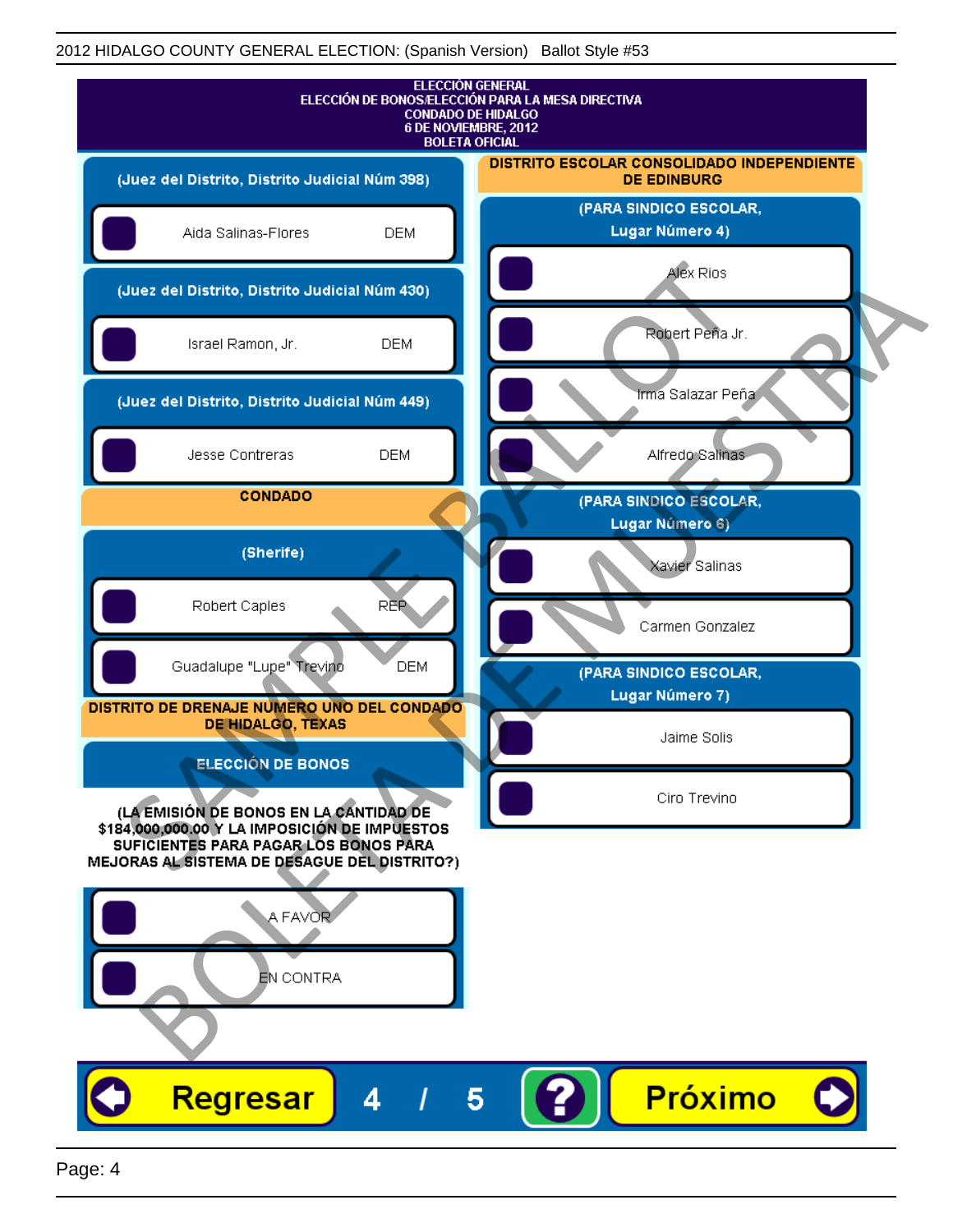2012 HIDALGO COUNTY GENERAL ELECTION: (Spanish Version) Ballot Style #53

**ELECCIÓN GENERAL**
**ELECCIÓN DE BONOS/ELECCIÓN PARA LA MESA DIRECTIVA**
**CONDADO DE HIDALGO**
**6 DE NOVIEMBRE, 2012**
**BOLETA OFICIAL**

### (Juez del Distrito, Distrito Judicial Núm 398)

- Aida Salinas-Flores DEM

### (Juez del Distrito, Distrito Judicial Núm 430)

- Israel Ramon, Jr. DEM

### (Juez del Distrito, Distrito Judicial Núm 449)

- Jesse Contreras DEM

## CONDADO

### (Sherife)

- Robert Caples REP
- Guadalupe "Lupe" Trevino DEM

## DISTRITO DE DRENAJE NUMERO UNO DEL CONDADO DE HIDALGO, TEXAS

### ELECCIÓN DE BONOS

**(LA EMISIÓN DE BONOS EN LA CANTIDAD DE $184,000,000.00 Y LA IMPOSICIÓN DE IMPUESTOS SUFICIENTES PARA PAGAR LOS BONOS PARA MEJORAS AL SISTEMA DE DESAGUE DEL DISTRITO?)**

- A FAVOR
- EN CONTRA

## DISTRITO ESCOLAR CONSOLIDADO INDEPENDIENTE DE EDINBURG

### (PARA SINDICO ESCOLAR, Lugar Número 4)

- Alex Rios
- Robert Peña Jr.
- Irma Salazar Peña
- Alfredo Salinas

### (PARA SINDICO ESCOLAR, Lugar Número 6)

- Xavier Salinas
- Carmen Gonzalez

### (PARA SINDICO ESCOLAR, Lugar Número 7)

- Jaime Solis
- Ciro Trevino

Regresar 4 / 5 ? Próximo

SAMPLE BALLOT BOLETA DE MUESTRA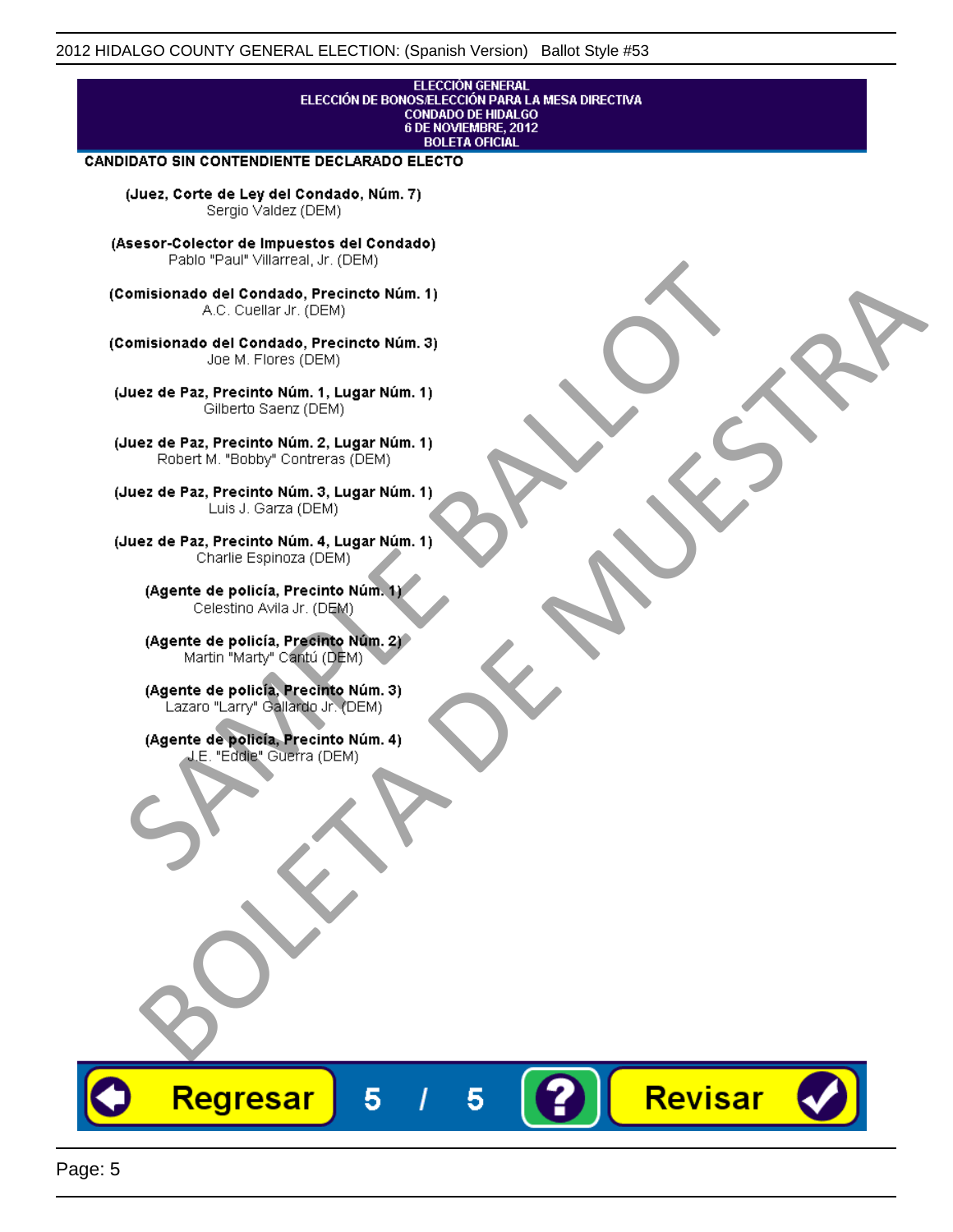ELECCIÓN GENERAL
ELECCIÓN DE BONOS/ELECCIÓN PARA LA MESA DIRECTIVA
CONDADO DE HIDALGO
6 DE NOVIEMBRE, 2012
BOLETA OFICIAL

**CANDIDATO SIN CONTENDIENTE DECLARADO ELECTO**

**(Juez, Corte de Ley del Condado, Núm. 7)**
Sergio Valdez (DEM)

**(Asesor-Colector de Impuestos del Condado)**
Pablo "Paul" Villarreal, Jr. (DEM)

**(Comisionado del Condado, Precincto Núm. 1)**
A.C. Cuellar Jr. (DEM)

**(Comisionado del Condado, Precincto Núm. 3)**
Joe M. Flores (DEM)

**(Juez de Paz, Precinto Núm. 1, Lugar Núm. 1)**
Gilberto Saenz (DEM)

**(Juez de Paz, Precinto Núm. 2, Lugar Núm. 1)**
Robert M. "Bobby" Contreras (DEM)

**(Juez de Paz, Precinto Núm. 3, Lugar Núm. 1)**
Luis J. Garza (DEM)

**(Juez de Paz, Precinto Núm. 4, Lugar Núm. 1)**
Charlie Espinoza (DEM)

**(Agente de policía, Precinto Núm. 1)**
Celestino Avila Jr. (DEM)

**(Agente de policía, Precinto Núm. 2)**
Martin "Marty" Cantú (DEM)

**(Agente de policía, Precinto Núm. 3)**
Lazaro "Larry" Gallardo Jr. (DEM)

**(Agente de policía, Precinto Núm. 4)**
J.E. "Eddie" Guerra (DEM)

SAMPLE BALLOT
BOLETA DE MUESTRA

Regresar | 5 / 5 | ? | Revisar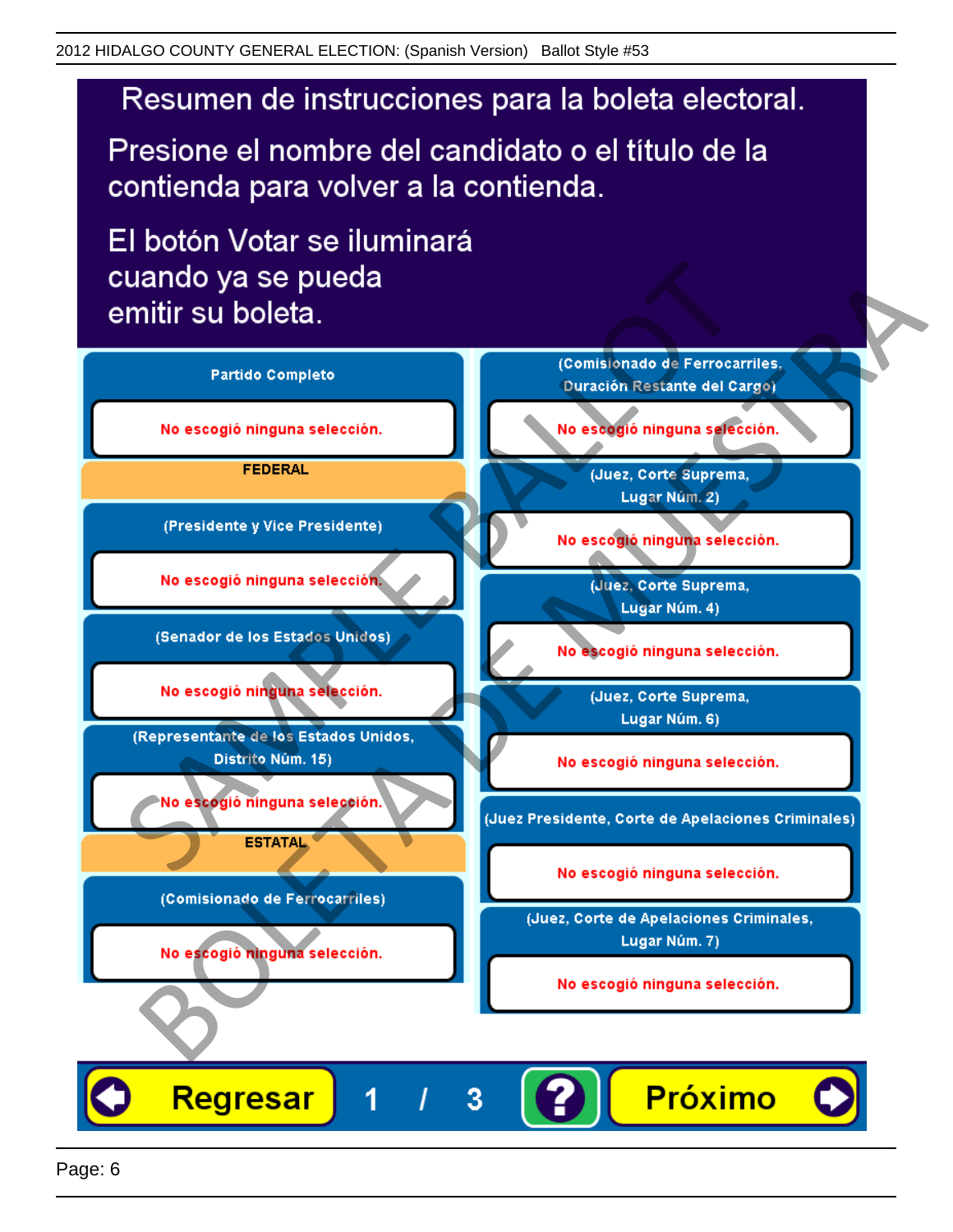2012 HIDALGO COUNTY GENERAL ELECTION: (Spanish Version) Ballot Style #53

# Resumen de instrucciones para la boleta electoral.

Presione el nombre del candidato o el título de la contienda para volver a la contienda.

El botón Votar se iluminará cuando ya se pueda emitir su boleta.

**Partido Completo**

No escogió ninguna selección.

**FEDERAL**

**(Presidente y Vice Presidente)**

No escogió ninguna selección.

**(Senador de los Estados Unidos)**

No escogió ninguna selección.

**(Representante de los Estados Unidos, Distrito Núm. 15)**

No escogió ninguna selección.

**ESTATAL**

**(Comisionado de Ferrocarriles)**

No escogió ninguna selección.

**(Comisionado de Ferrocarriles, Duración Restante del Cargo)**

No escogió ninguna selección.

**(Juez, Corte Suprema, Lugar Núm. 2)**

No escogió ninguna selección.

**(Juez, Corte Suprema, Lugar Núm. 4)**

No escogió ninguna selección.

**(Juez, Corte Suprema, Lugar Núm. 6)**

No escogió ninguna selección.

**(Juez Presidente, Corte de Apelaciones Criminales)**

No escogió ninguna selección.

**(Juez, Corte de Apelaciones Criminales, Lugar Núm. 7)**

No escogió ninguna selección.

Regresar | 1 / 3 | ? | Próximo

SAMPLE BALLOT
BOLETA DE MUESTRA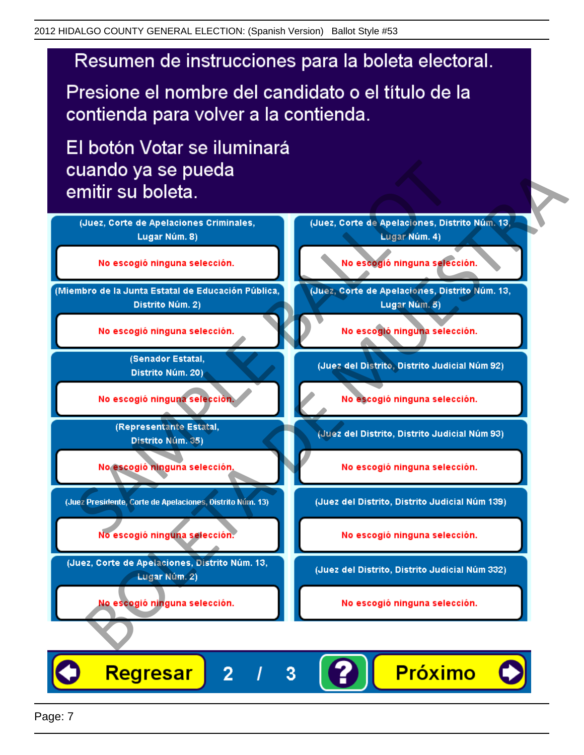# Resumen de instrucciones para la boleta electoral.

Presione el nombre del candidato o el título de la contienda para volver a la contienda.

El botón Votar se iluminará cuando ya se pueda emitir su boleta.

**(Juez, Corte de Apelaciones Criminales, Lugar Núm. 8)**

No escogió ninguna selección.

**(Miembro de la Junta Estatal de Educación Pública, Distrito Núm. 2)**

No escogió ninguna selección.

**(Senador Estatal, Distrito Núm. 20)**

No escogió ninguna selección.

**(Representante Estatal, Distrito Núm. 35)**

No escogió ninguna selección.

**(Juez Presidente, Corte de Apelaciones, Distrito Núm. 13)**

No escogió ninguna selección.

**(Juez, Corte de Apelaciones, Distrito Núm. 13, Lugar Núm. 2)**

No escogió ninguna selección.

**(Juez, Corte de Apelaciones, Distrito Núm. 13, Lugar Núm. 4)**

No escogió ninguna selección.

**(Juez, Corte de Apelaciones, Distrito Núm. 13, Lugar Núm. 5)**

No escogió ninguna selección.

**(Juez del Distrito, Distrito Judicial Núm 92)**

No escogió ninguna selección.

**(Juez del Distrito, Distrito Judicial Núm 93)**

No escogió ninguna selección.

**(Juez del Distrito, Distrito Judicial Núm 139)**

No escogió ninguna selección.

**(Juez del Distrito, Distrito Judicial Núm 332)**

No escogió ninguna selección.

Regresar 2 / 3 ? Próximo

SAMPLE BALLOT
BOLETA DE MUESTRA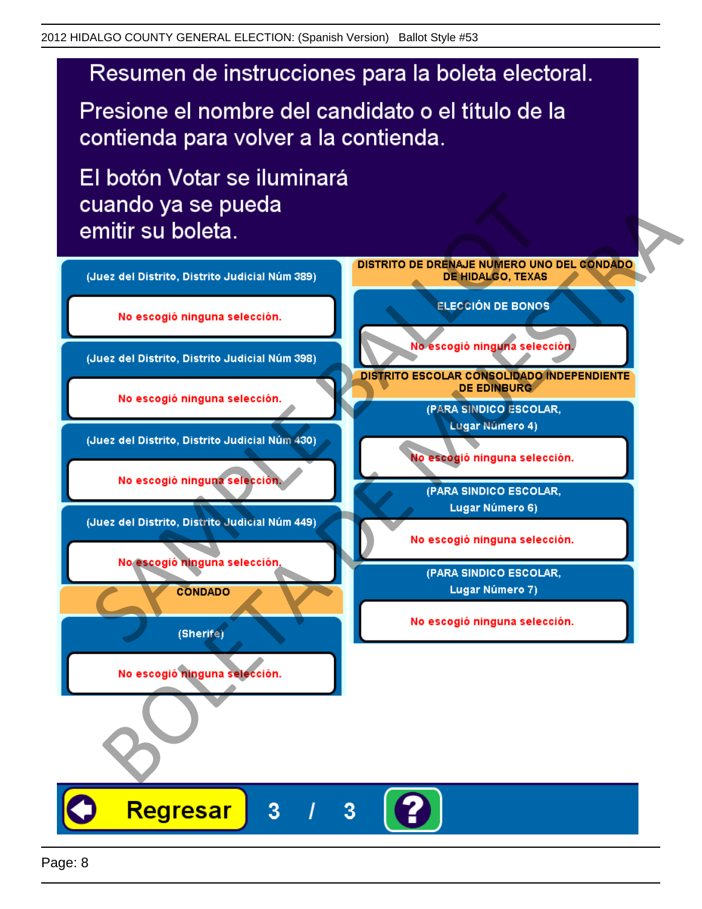# Resumen de instrucciones para la boleta electoral.

Presione el nombre del candidato o el título de la contienda para volver a la contienda.

El botón Votar se iluminará cuando ya se pueda emitir su boleta.

(Juez del Distrito, Distrito Judicial Núm 389)

No escogió ninguna selección.

(Juez del Distrito, Distrito Judicial Núm 398)

No escogió ninguna selección.

(Juez del Distrito, Distrito Judicial Núm 430)

No escogió ninguna selección.

(Juez del Distrito, Distrito Judicial Núm 449)

No escogió ninguna selección.

**CONDADO**

(Sherife)

No escogió ninguna selección.

**DISTRITO DE DRENAJE NUMERO UNO DEL CONDADO DE HIDALGO, TEXAS**

ELECCIÓN DE BONOS

No escogió ninguna selección.

**DISTRITO ESCOLAR CONSOLIDADO INDEPENDIENTE DE EDINBURG**

(PARA SINDICO ESCOLAR, Lugar Número 4)

No escogió ninguna selección.

(PARA SINDICO ESCOLAR, Lugar Número 6)

No escogió ninguna selección.

(PARA SINDICO ESCOLAR, Lugar Número 7)

No escogió ninguna selección.

Regresar 3 / 3 ?

SAMPLE BALLOT
BOLETA DE MUESTRA